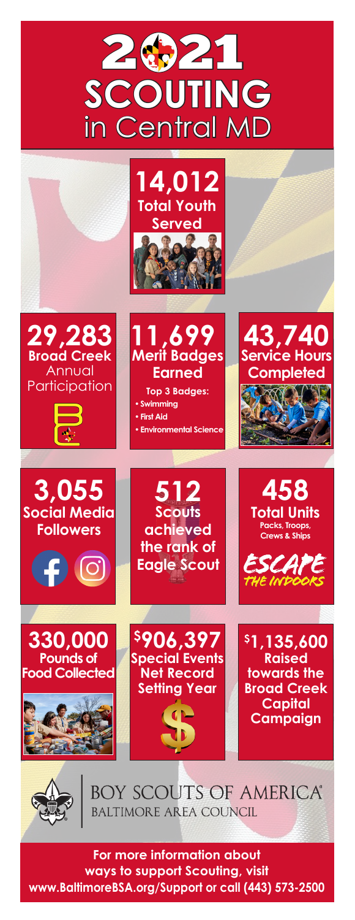# 2021 SCOUTING in Central MD

**14,012**
**Total Youth Served**

**29,283**
**Broad Creek** Annual Participation

**11,699**
**Merit Badges Earned**

**Top 3 Badges:**

- **Swimming**
- **First Aid**
- **Environmental Science**

**43,740**
**Service Hours Completed**

**3,055**
**Social Media Followers**

**512**
**Scouts achieved the rank of Eagle Scout**

**458**
**Total Units**
**Packs, Troops, Crews & Ships**

ESCAPE THE INDOORS

**330,000**
**Pounds of Food Collected**

**$906,397**
**Special Events Net Record Setting Year**

**$1,135,600**
**Raised towards the Broad Creek Capital Campaign**

BOY SCOUTS OF AMERICA®
BALTIMORE AREA COUNCIL

**For more information about ways to support Scouting, visit www.BaltimoreBSA.org/Support or call (443) 573-2500**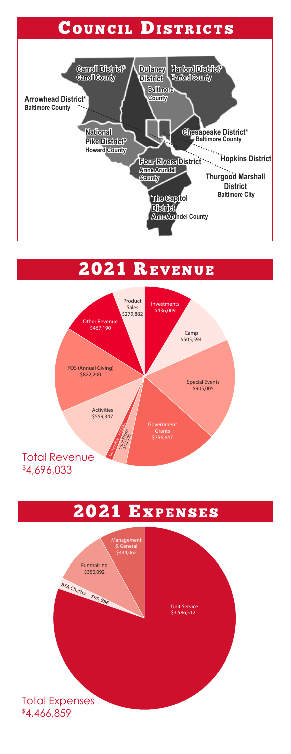# Council Districts

Carroll District*
Carroll County

Dulaney District
Baltimore County

Harford District*
Harford County

Arrowhead District*
Baltimore County

National Pike District*
Howard County

Chesapeake District*
Baltimore County

Hopkins District

Four Rivers District
Anne Arundel County

Thurgood Marshall District
Baltimore City

The Capitol District
Anne Arundel County

# 2021 Revenue

Investments
$436,009

Camp
$505,594

Special Events
$905,005

Government Grants
$756,647

Scout Shops
$112,105

United Way
$55,842

Activities
$559,347

FOS (Annual Giving)
$822,200

Other Revenue
$467,190

Product Sales
$279,882

Total Revenue
$4,696,033

# 2021 Expenses

Management & General
$434,062

Fundraising
$350,092

BSA Charter
$95,986

Unit Service
$3,586,512

Total Expenses
$4,466,859